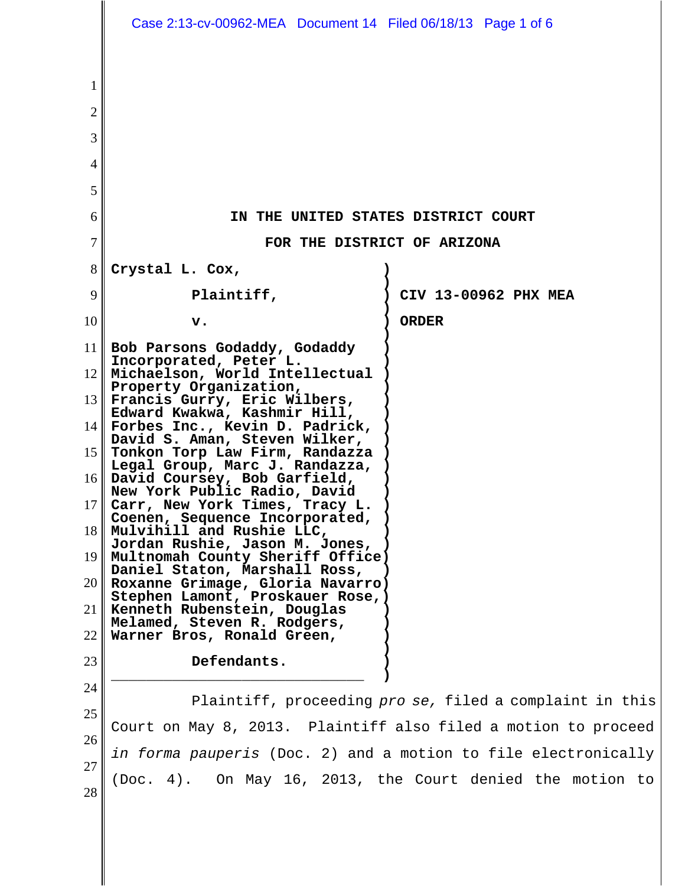**IN THE UNITED STATES DISTRICT COURT**

**FOR THE DISTRICT OF ARIZONA**

**Crystal L. Cox,**

**Plaintiff,**

**v.**

**Bob Parsons Godaddy, Godaddy Incorporated, Peter L. Michaelson, World Intellectual Property Organization, Francis Gurry, Eric Wilbers, Edward Kwakwa, Kashmir Hill, Forbes Inc., Kevin D. Padrick, David S. Aman, Steven Wilker, Tonkon Torp Law Firm, Randazza Legal Group, Marc J. Randazza, David Coursey, Bob Garfield, New York Public Radio, David Carr, New York Times, Tracy L. Coenen, Sequence Incorporated, Mulvihill and Rushie LLC, Jordan Rushie, Jason M. Jones, Multnomah County Sheriff Office Daniel Staton, Marshall Ross, Roxanne Grimage, Gloria Navarro Stephen Lamont, Proskauer Rose, Kenneth Rubenstein, Douglas Melamed, Steven R. Rodgers, Warner Bros, Ronald Green,**

**Defendants.**

**CIV 13-00962 PHX MEA**

**ORDER**

Plaintiff, proceeding *pro se,* filed a complaint in this Court on May 8, 2013. Plaintiff also filed a motion to proceed *in forma pauperis* (Doc. 2) and a motion to file electronically (Doc. 4). On May 16, 2013, the Court denied the motion to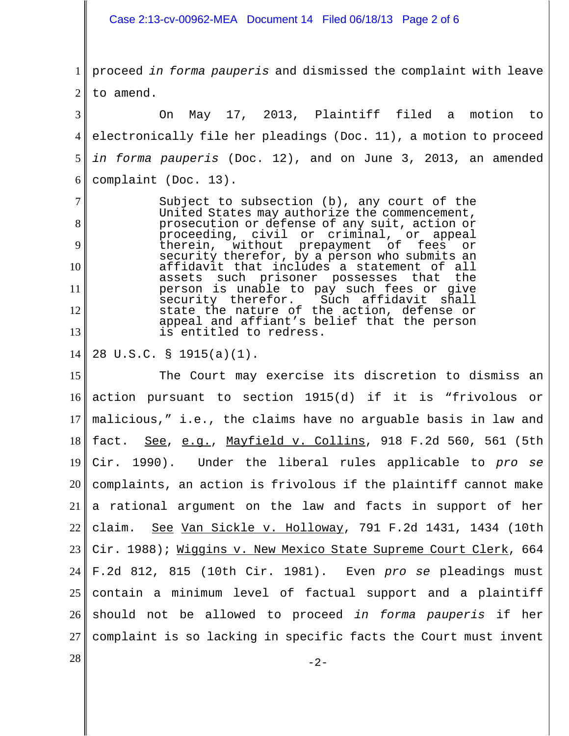proceed *in forma pauperis* and dismissed the complaint with leave to amend.

On May 17, 2013, Plaintiff filed a motion to electronically file her pleadings (Doc. 11), a motion to proceed *in forma pauperis* (Doc. 12), and on June 3, 2013, an amended complaint (Doc. 13).

> Subject to subsection (b), any court of the United States may authorize the commencement, prosecution or defense of any suit, action or proceeding, civil or criminal, or appeal therein, without prepayment of fees or security therefor, by a person who submits an affidavit that includes a statement of all assets such prisoner possesses that the person is unable to pay such fees or give security therefor. Such affidavit shall state the nature of the action, defense or appeal and affiant's belief that the person is entitled to redress.

28 U.S.C. § 1915(a)(1).

The Court may exercise its discretion to dismiss an action pursuant to section 1915(d) if it is "frivolous or malicious," i.e., the claims have no arguable basis in law and fact. See, e.g., Mayfield v. Collins, 918 F.2d 560, 561 (5th Cir. 1990). Under the liberal rules applicable to *pro se* complaints, an action is frivolous if the plaintiff cannot make a rational argument on the law and facts in support of her claim. See Van Sickle v. Holloway, 791 F.2d 1431, 1434 (10th Cir. 1988); Wiggins v. New Mexico State Supreme Court Clerk, 664 F.2d 812, 815 (10th Cir. 1981). Even *pro se* pleadings must contain a minimum level of factual support and a plaintiff should not be allowed to proceed *in forma pauperis* if her complaint is so lacking in specific facts the Court must invent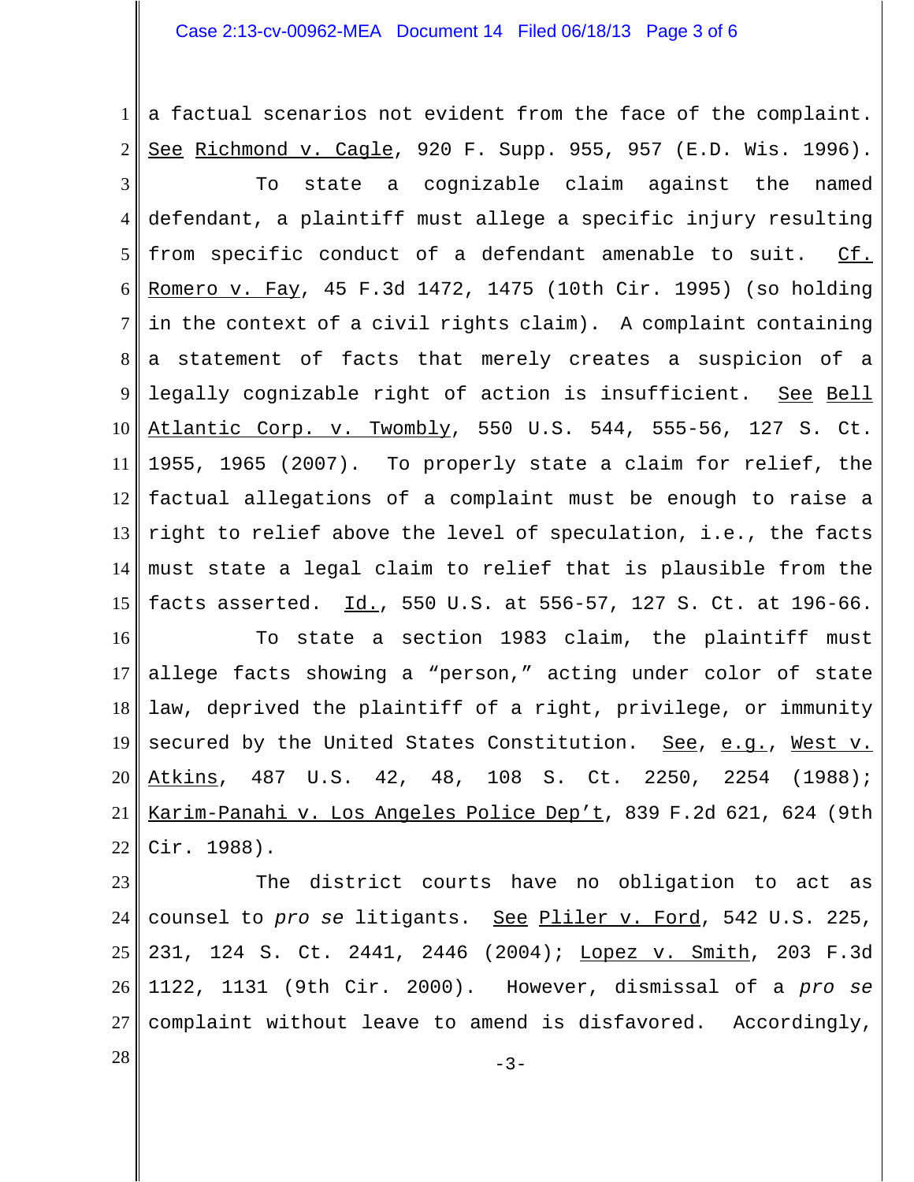a factual scenarios not evident from the face of the complaint. See Richmond v. Cagle, 920 F. Supp. 955, 957 (E.D. Wis. 1996).

To state a cognizable claim against the named defendant, a plaintiff must allege a specific injury resulting from specific conduct of a defendant amenable to suit. Cf. Romero v. Fay, 45 F.3d 1472, 1475 (10th Cir. 1995) (so holding in the context of a civil rights claim). A complaint containing a statement of facts that merely creates a suspicion of a legally cognizable right of action is insufficient. See Bell Atlantic Corp. v. Twombly, 550 U.S. 544, 555-56, 127 S. Ct. 1955, 1965 (2007). To properly state a claim for relief, the factual allegations of a complaint must be enough to raise a right to relief above the level of speculation, i.e., the facts must state a legal claim to relief that is plausible from the facts asserted. Id., 550 U.S. at 556-57, 127 S. Ct. at 196-66.

To state a section 1983 claim, the plaintiff must allege facts showing a "person," acting under color of state law, deprived the plaintiff of a right, privilege, or immunity secured by the United States Constitution. See, e.g., West v. Atkins, 487 U.S. 42, 48, 108 S. Ct. 2250, 2254 (1988); Karim-Panahi v. Los Angeles Police Dep't, 839 F.2d 621, 624 (9th Cir. 1988).

The district courts have no obligation to act as counsel to *pro se* litigants. See Pliler v. Ford, 542 U.S. 225, 231, 124 S. Ct. 2441, 2446 (2004); Lopez v. Smith, 203 F.3d 1122, 1131 (9th Cir. 2000). However, dismissal of a *pro se* complaint without leave to amend is disfavored. Accordingly,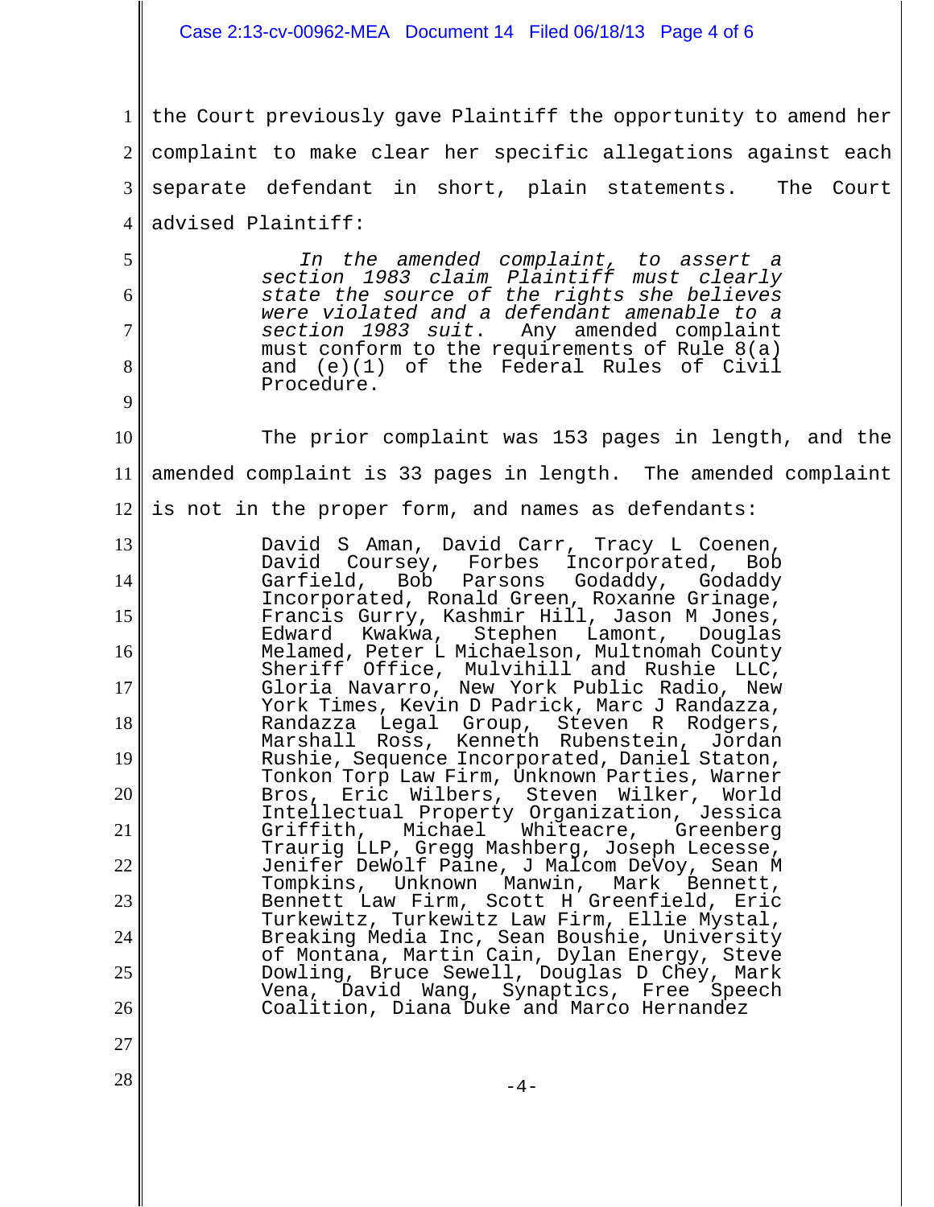the Court previously gave Plaintiff the opportunity to amend her complaint to make clear her specific allegations against each separate defendant in short, plain statements. The Court advised Plaintiff:

> *In the amended complaint, to assert a section 1983 claim Plaintiff must clearly state the source of the rights she believes were violated and a defendant amenable to a section 1983 suit*. Any amended complaint must conform to the requirements of Rule 8(a) and (e)(1) of the Federal Rules of Civil Procedure.

The prior complaint was 153 pages in length, and the amended complaint is 33 pages in length. The amended complaint is not in the proper form, and names as defendants:

> David S Aman, David Carr, Tracy L Coenen, David Coursey, Forbes Incorporated, Bob Garfield, Bob Parsons Godaddy, Godaddy Incorporated, Ronald Green, Roxanne Grinage, Francis Gurry, Kashmir Hill, Jason M Jones, Edward Kwakwa, Stephen Lamont, Douglas Melamed, Peter L Michaelson, Multnomah County Sheriff Office, Mulvihill and Rushie LLC, Gloria Navarro, New York Public Radio, New York Times, Kevin D Padrick, Marc J Randazza, Randazza Legal Group, Steven R Rodgers, Marshall Ross, Kenneth Rubenstein, Jordan Rushie, Sequence Incorporated, Daniel Staton, Tonkon Torp Law Firm, Unknown Parties, Warner Bros, Eric Wilbers, Steven Wilker, World Intellectual Property Organization, Jessica Griffith, Michael Whiteacre, Greenberg Traurig LLP, Gregg Mashberg, Joseph Lecesse, Jenifer DeWolf Paine, J Malcom DeVoy, Sean M Tompkins, Unknown Manwin, Mark Bennett, Bennett Law Firm, Scott H Greenfield, Eric Turkewitz, Turkewitz Law Firm, Ellie Mystal, Breaking Media Inc, Sean Boushie, University of Montana, Martin Cain, Dylan Energy, Steve Dowling, Bruce Sewell, Douglas D Chey, Mark Vena, David Wang, Synaptics, Free Speech Coalition, Diana Duke and Marco Hernandez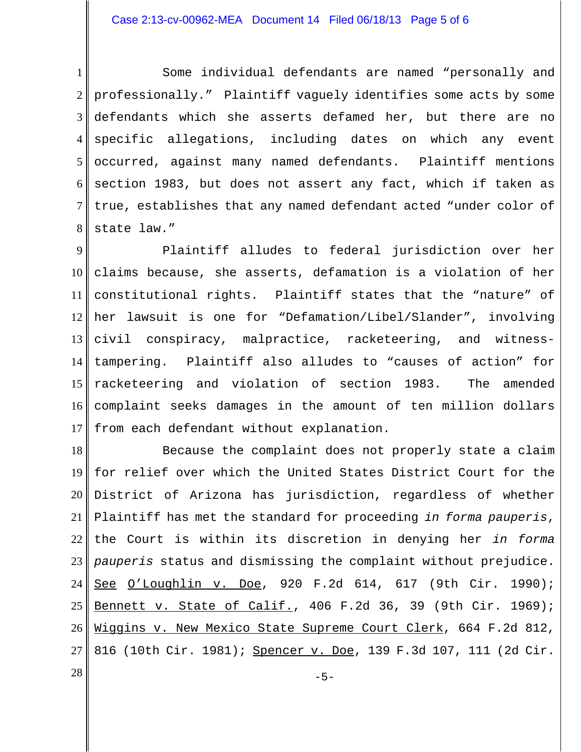Some individual defendants are named "personally and professionally." Plaintiff vaguely identifies some acts by some defendants which she asserts defamed her, but there are no specific allegations, including dates on which any event occurred, against many named defendants. Plaintiff mentions section 1983, but does not assert any fact, which if taken as true, establishes that any named defendant acted "under color of state law."

Plaintiff alludes to federal jurisdiction over her claims because, she asserts, defamation is a violation of her constitutional rights. Plaintiff states that the "nature" of her lawsuit is one for "Defamation/Libel/Slander", involving civil conspiracy, malpractice, racketeering, and witness-tampering. Plaintiff also alludes to "causes of action" for racketeering and violation of section 1983. The amended complaint seeks damages in the amount of ten million dollars from each defendant without explanation.

Because the complaint does not properly state a claim for relief over which the United States District Court for the District of Arizona has jurisdiction, regardless of whether Plaintiff has met the standard for proceeding *in forma pauperis*, the Court is within its discretion in denying her *in forma pauperis* status and dismissing the complaint without prejudice. See O'Loughlin v. Doe, 920 F.2d 614, 617 (9th Cir. 1990); Bennett v. State of Calif., 406 F.2d 36, 39 (9th Cir. 1969); Wiggins v. New Mexico State Supreme Court Clerk, 664 F.2d 812, 816 (10th Cir. 1981); Spencer v. Doe, 139 F.3d 107, 111 (2d Cir.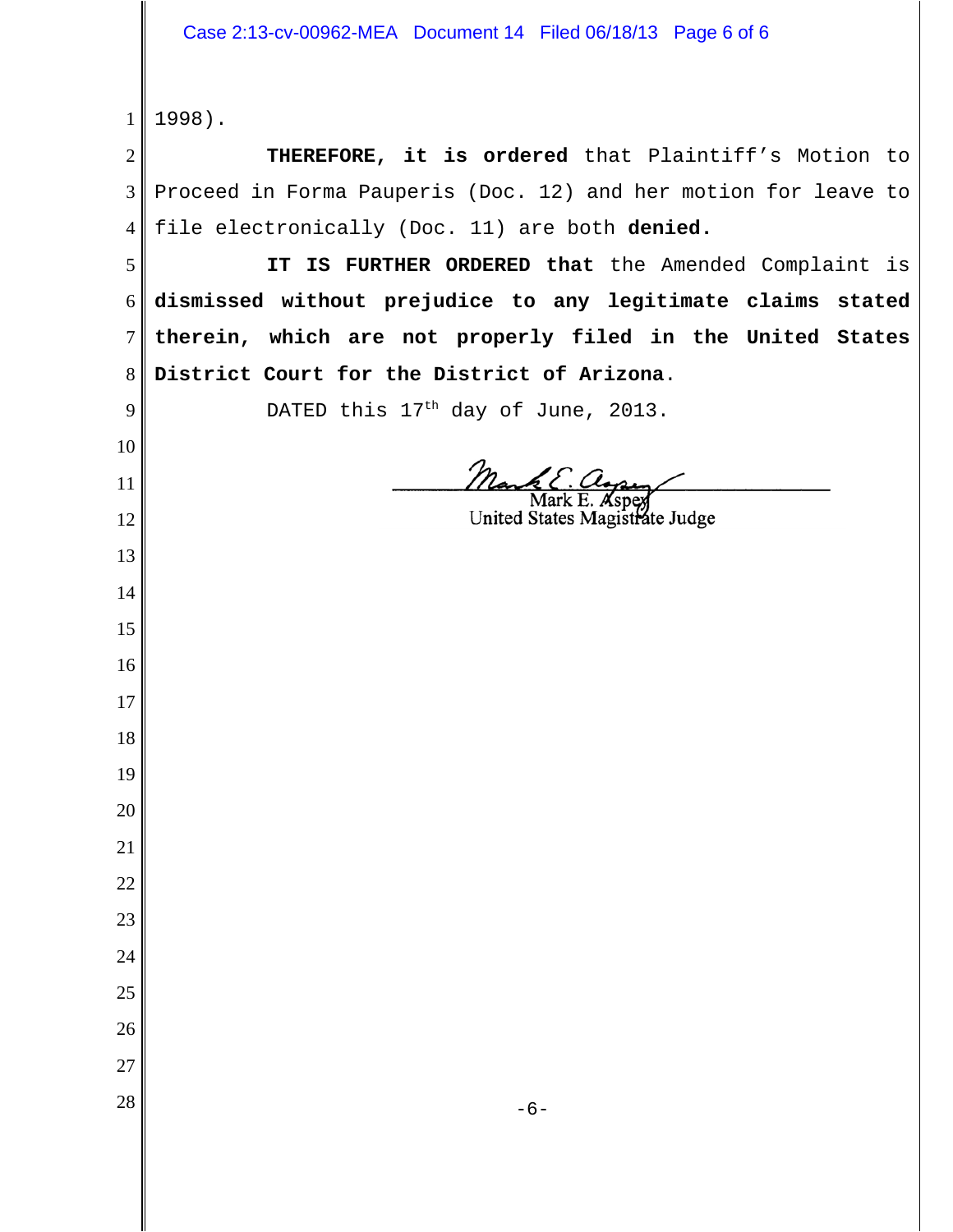1998).

**THEREFORE, it is ordered** that Plaintiff's Motion to Proceed in Forma Pauperis (Doc. 12) and her motion for leave to file electronically (Doc. 11) are both **denied.**

**IT IS FURTHER ORDERED that** the Amended Complaint is **dismissed without prejudice to any legitimate claims stated therein, which are not properly filed in the United States District Court for the District of Arizona**.

DATED this 17th day of June, 2013.

Mark E. Aspey
United States Magistrate Judge